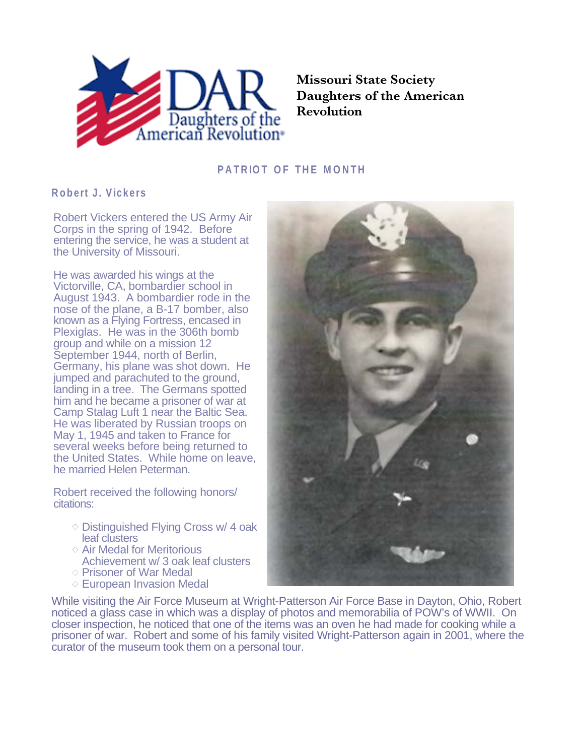**Missouri State Society Daughters of the American Revolution**

## PATRIOT OF THE MONTH

### Robert J. Vickers

Robert Vickers entered the US Army Air Corps in the spring of 1942. Before entering the service, he was a student at the University of Missouri.

He was awarded his wings at the Victorville, CA, bombardier school in August 1943. A bombardier rode in the nose of the plane, a B-17 bomber, also known as a Flying Fortress, encased in Plexiglas. He was in the 306th bomb group and while on a mission 12 September 1944, north of Berlin, Germany, his plane was shot down. He jumped and parachuted to the ground, landing in a tree. The Germans spotted him and he became a prisoner of war at Camp Stalag Luft 1 near the Baltic Sea. He was liberated by Russian troops on May 1, 1945 and taken to France for several weeks before being returned to the United States. While home on leave, he married Helen Peterman.

Robert received the following honors/ citations:

- Distinguished Flying Cross w/ 4 oak leaf clusters
- Air Medal for Meritorious Achievement w/ 3 oak leaf clusters
- Prisoner of War Medal
- European Invasion Medal

While visiting the Air Force Museum at Wright-Patterson Air Force Base in Dayton, Ohio, Robert noticed a glass case in which was a display of photos and memorabilia of POW's of WWII. On closer inspection, he noticed that one of the items was an oven he had made for cooking while a prisoner of war. Robert and some of his family visited Wright-Patterson again in 2001, where the curator of the museum took them on a personal tour.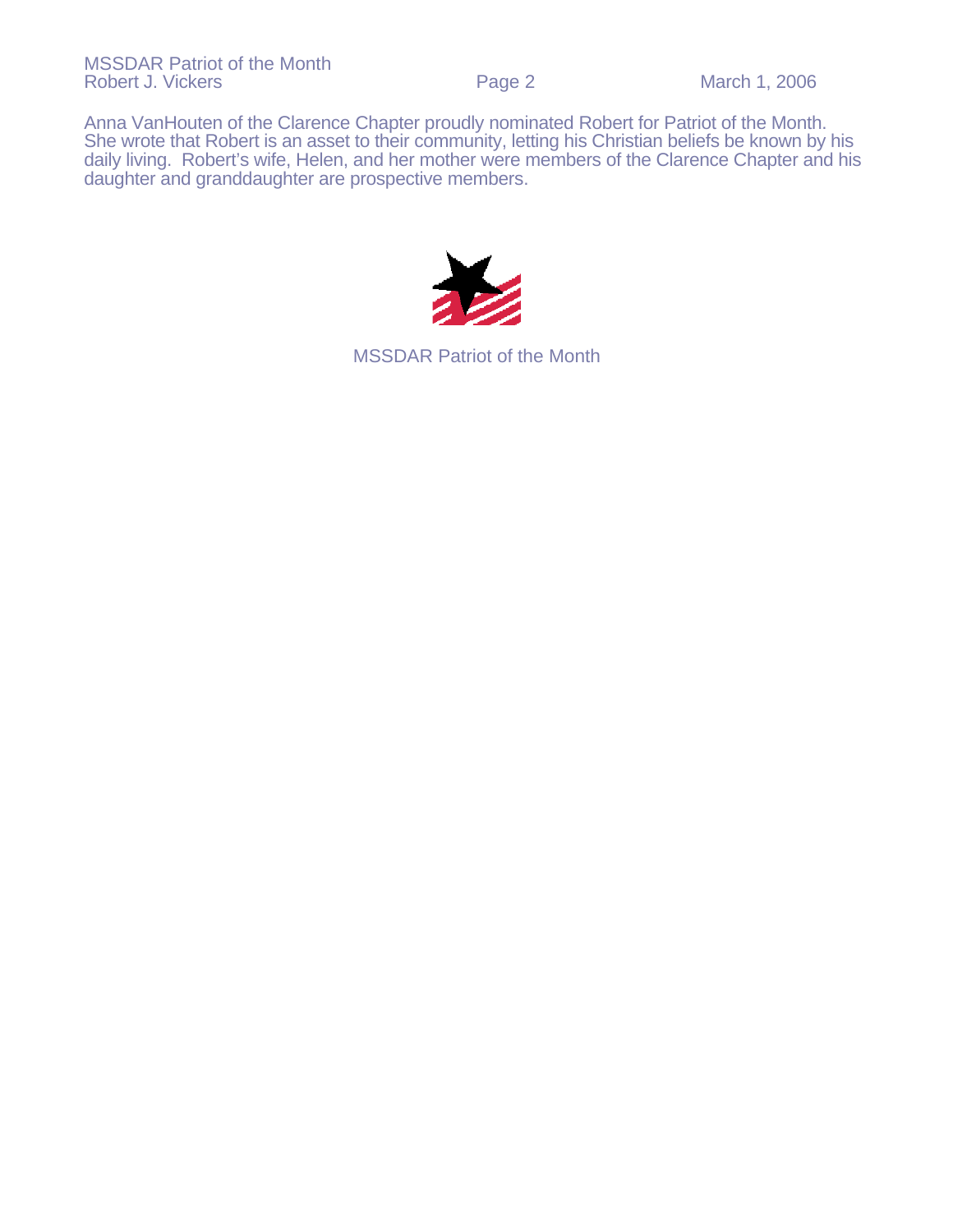Anna VanHouten of the Clarence Chapter proudly nominated Robert for Patriot of the Month. She wrote that Robert is an asset to their community, letting his Christian beliefs be known by his daily living. Robert's wife, Helen, and her mother were members of the Clarence Chapter and his daughter and granddaughter are prospective members.

MSSDAR Patriot of the Month